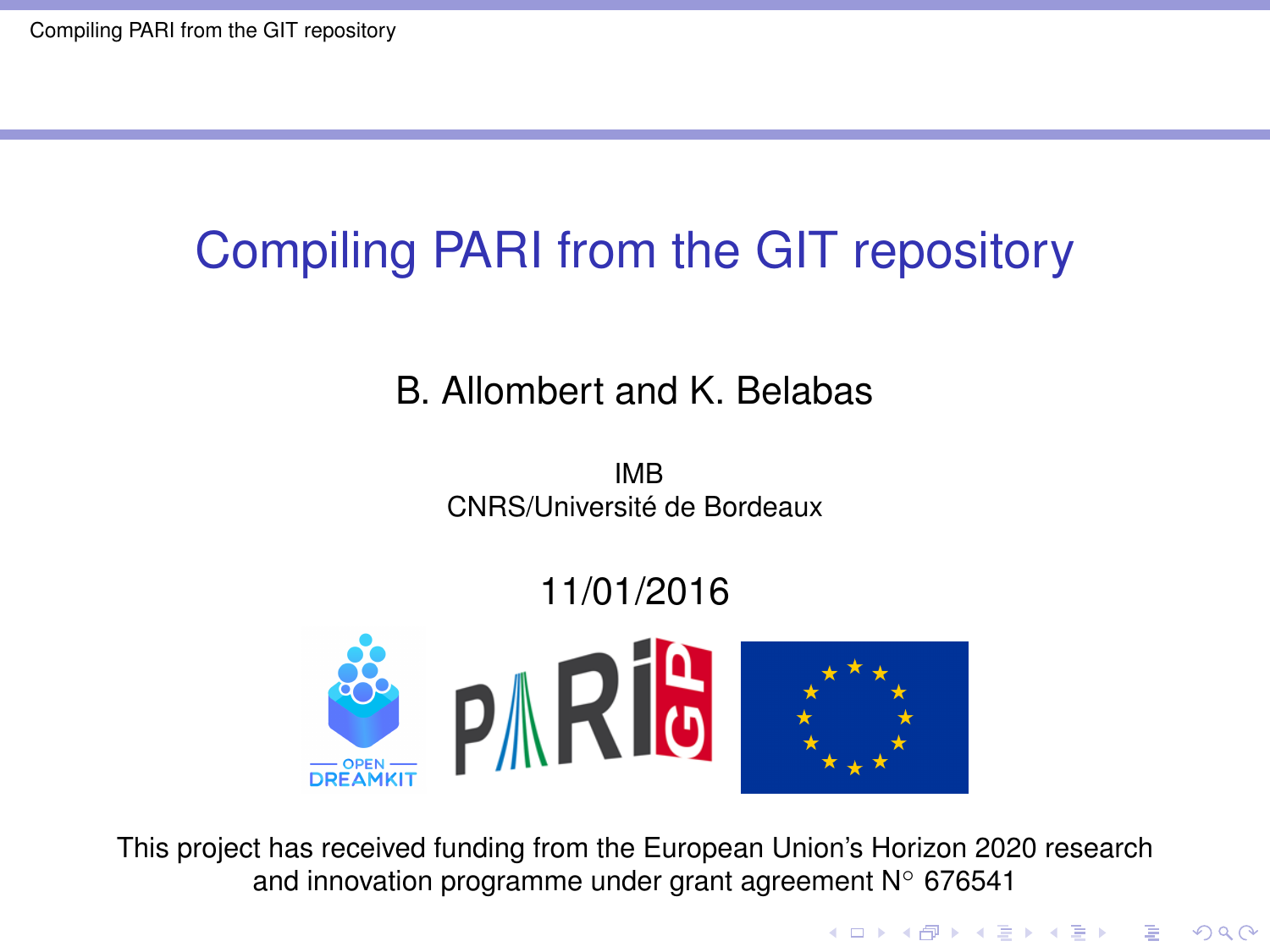# Compiling PARI from the GIT repository

B. Allombert and K. Belabas

IMB
CNRS/Université de Bordeaux

11/01/2016

This project has received funding from the European Union's Horizon 2020 research and innovation programme under grant agreement N° 676541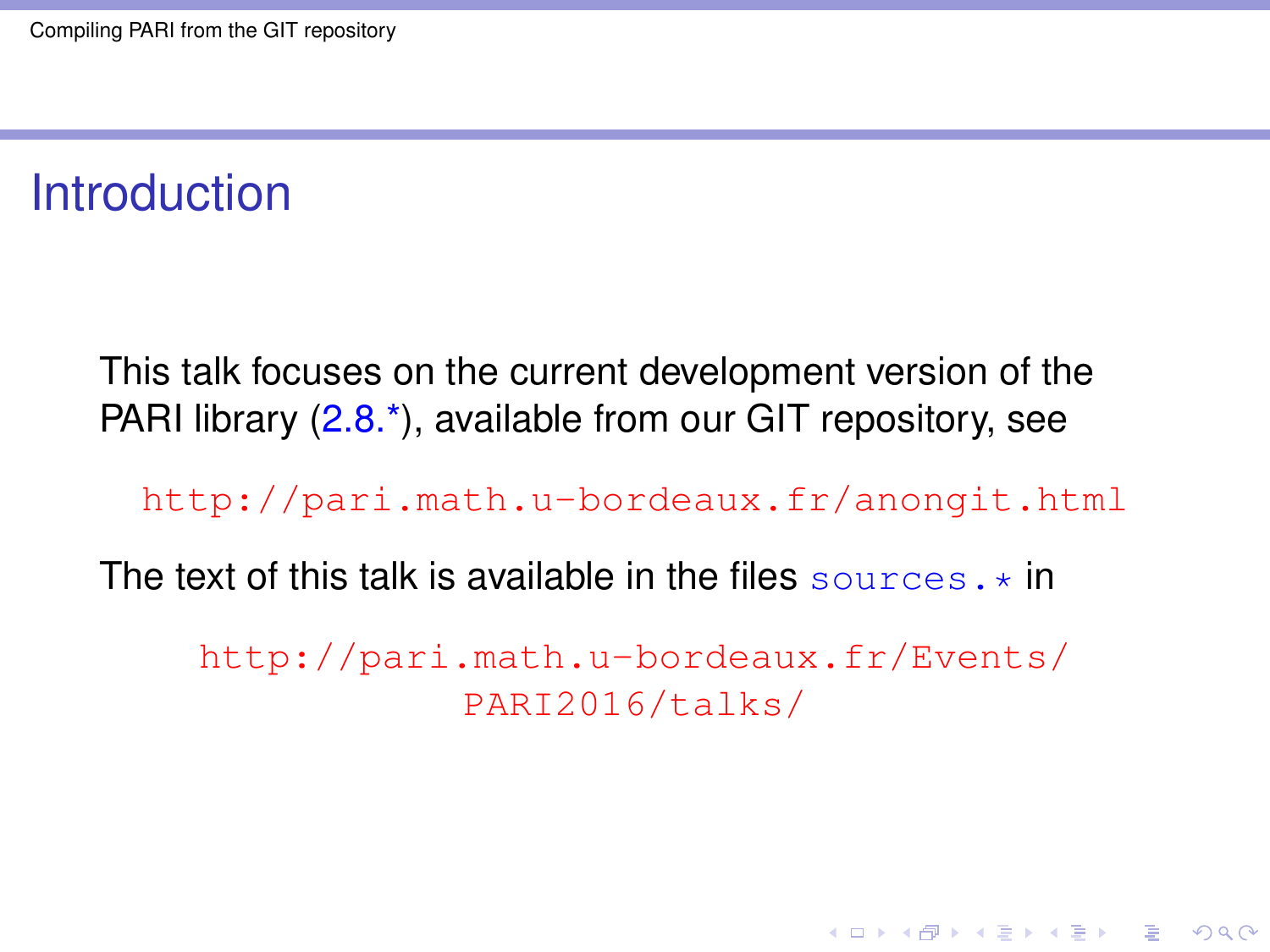# Introduction

This talk focuses on the current development version of the PARI library (2.8.*), available from our GIT repository, see

http://pari.math.u-bordeaux.fr/anongit.html

The text of this talk is available in the files `sources.*` in

http://pari.math.u-bordeaux.fr/Events/PARI2016/talks/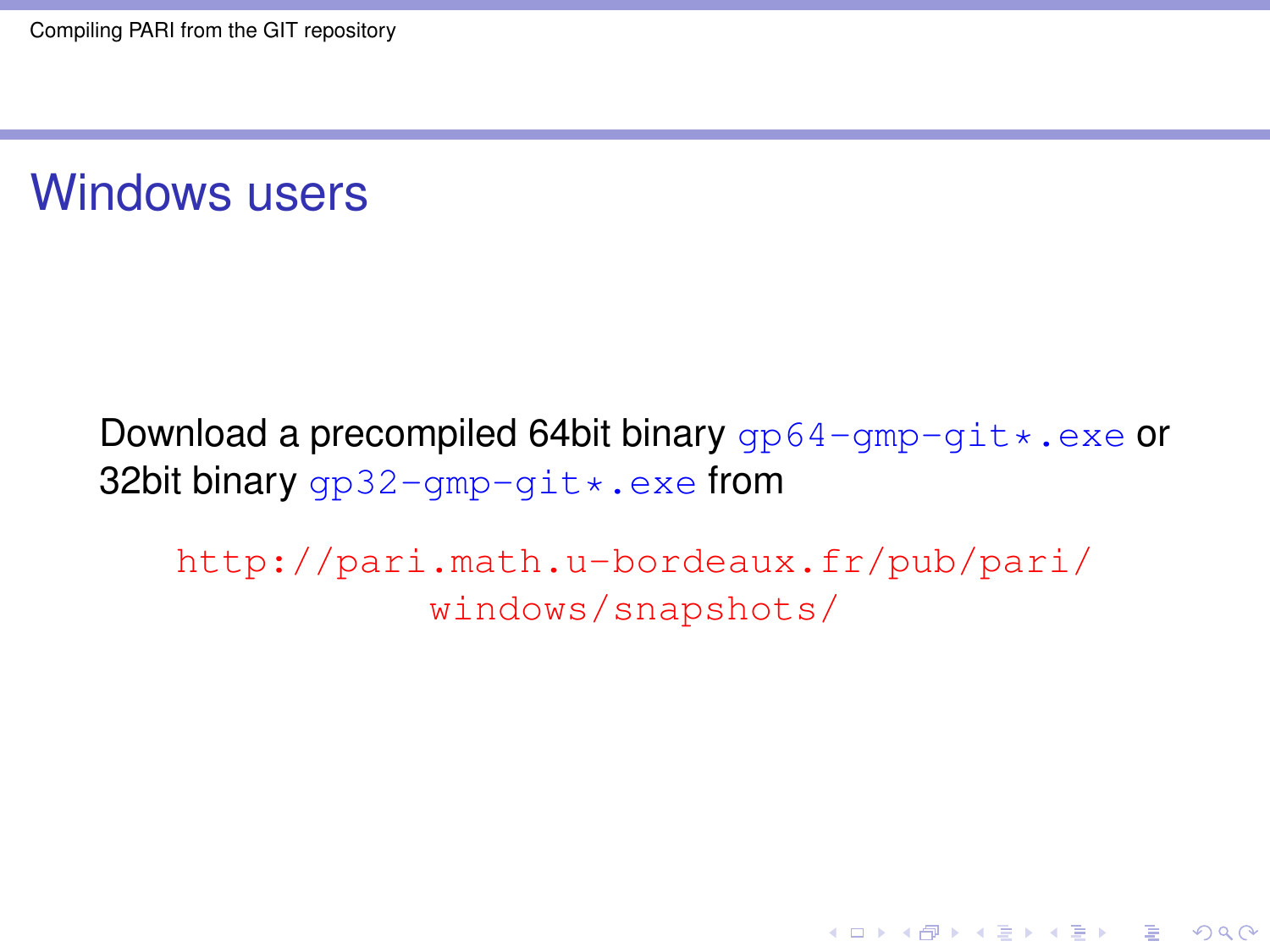## Windows users

Download a precompiled 64bit binary `gp64-gmp-git*.exe` or 32bit binary `gp32-gmp-git*.exe` from

http://pari.math.u-bordeaux.fr/pub/pari/windows/snapshots/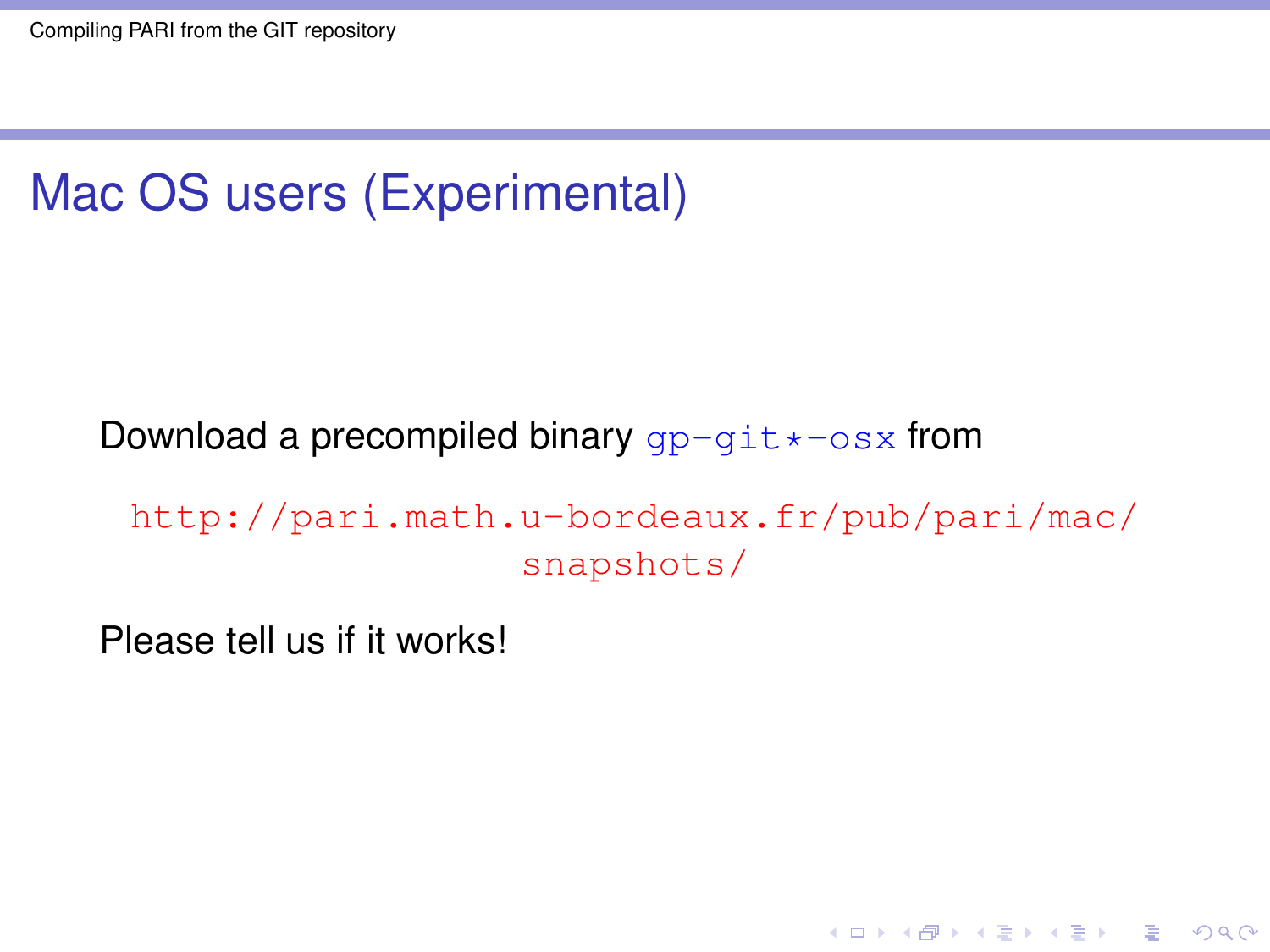# Mac OS users (Experimental)

Download a precompiled binary `gp-git*-osx` from

http://pari.math.u-bordeaux.fr/pub/pari/mac/snapshots/

Please tell us if it works!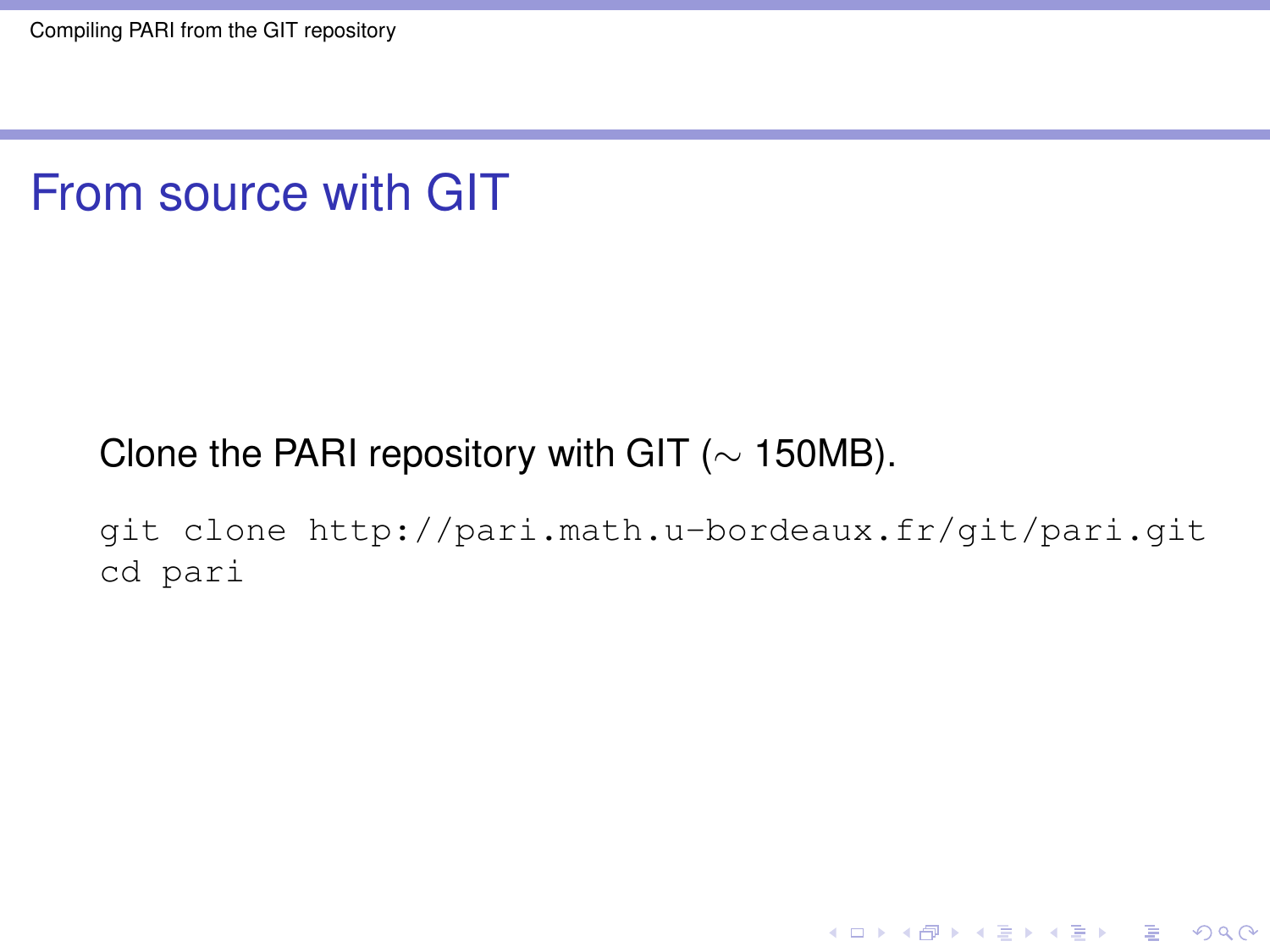# From source with GIT

Clone the PARI repository with GIT ($\sim$ 150MB).

```
git clone http://pari.math.u-bordeaux.fr/git/pari.git
cd pari
```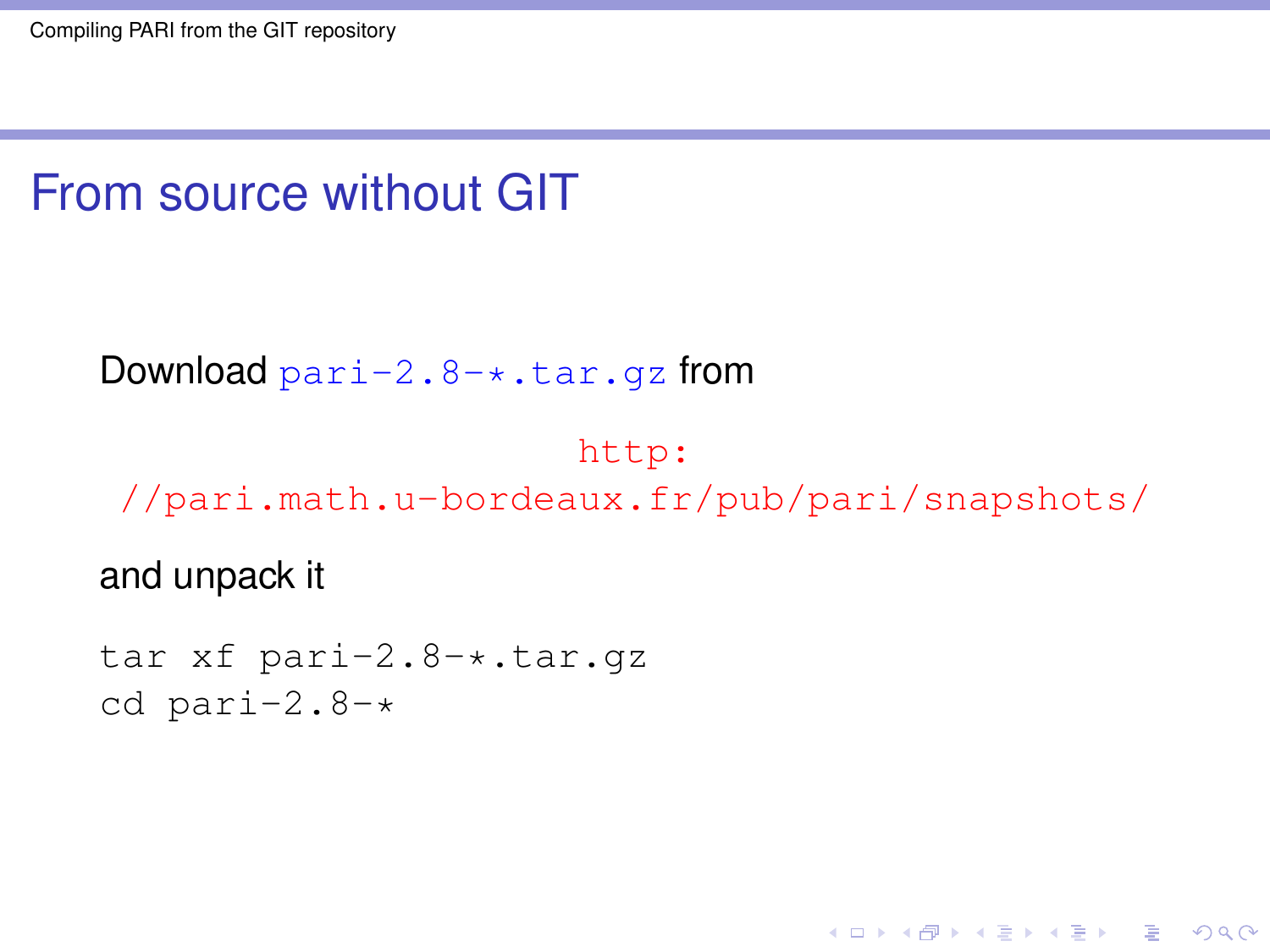# From source without GIT

Download `pari-2.8-*.tar.gz` from

http://pari.math.u-bordeaux.fr/pub/pari/snapshots/

and unpack it

```
tar xf pari-2.8-*.tar.gz
cd pari-2.8-*
```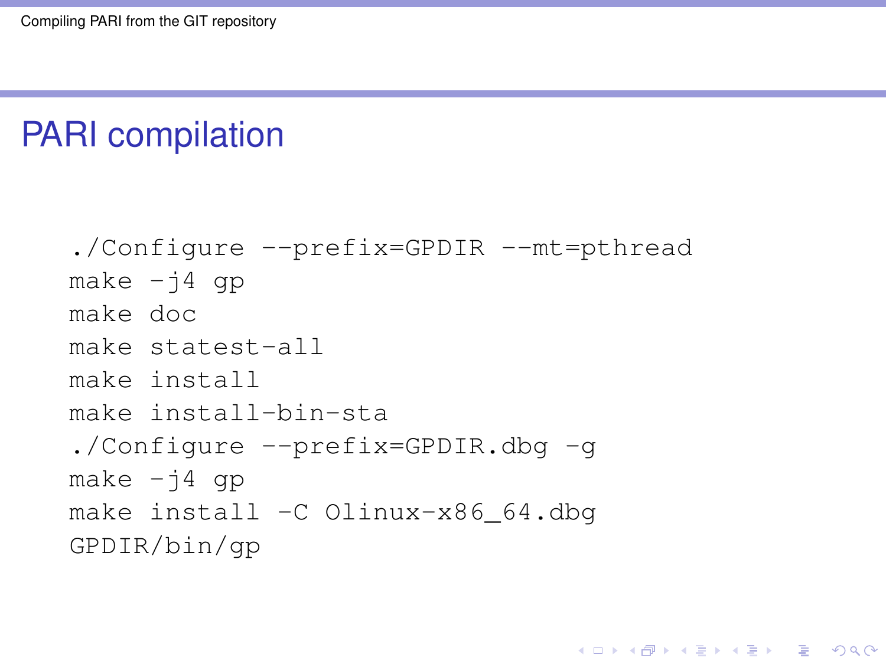## PARI compilation

```
./Configure --prefix=GPDIR --mt=pthread
make -j4 gp
make doc
make statest-all
make install
make install-bin-sta
./Configure --prefix=GPDIR.dbg -g
make -j4 gp
make install -C Olinux-x86_64.dbg
GPDIR/bin/gp
```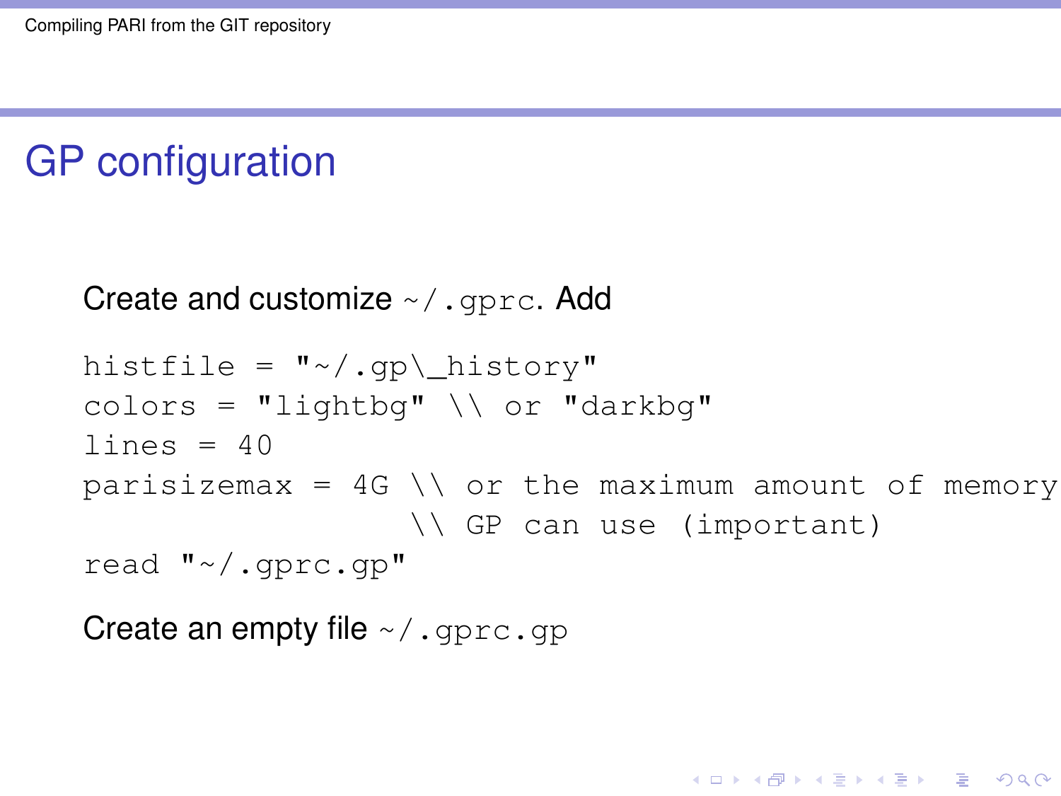# GP configuration

Create and customize ~/.gprc. Add

```
histfile = "~/.gp\_history"
colors = "lightbg" \\ or "darkbg"
lines = 40
parisizemax = 4G \\ or the maximum amount of memory
                 \\ GP can use (important)
read "~/.gprc.gp"
```

Create an empty file ~/.gprc.gp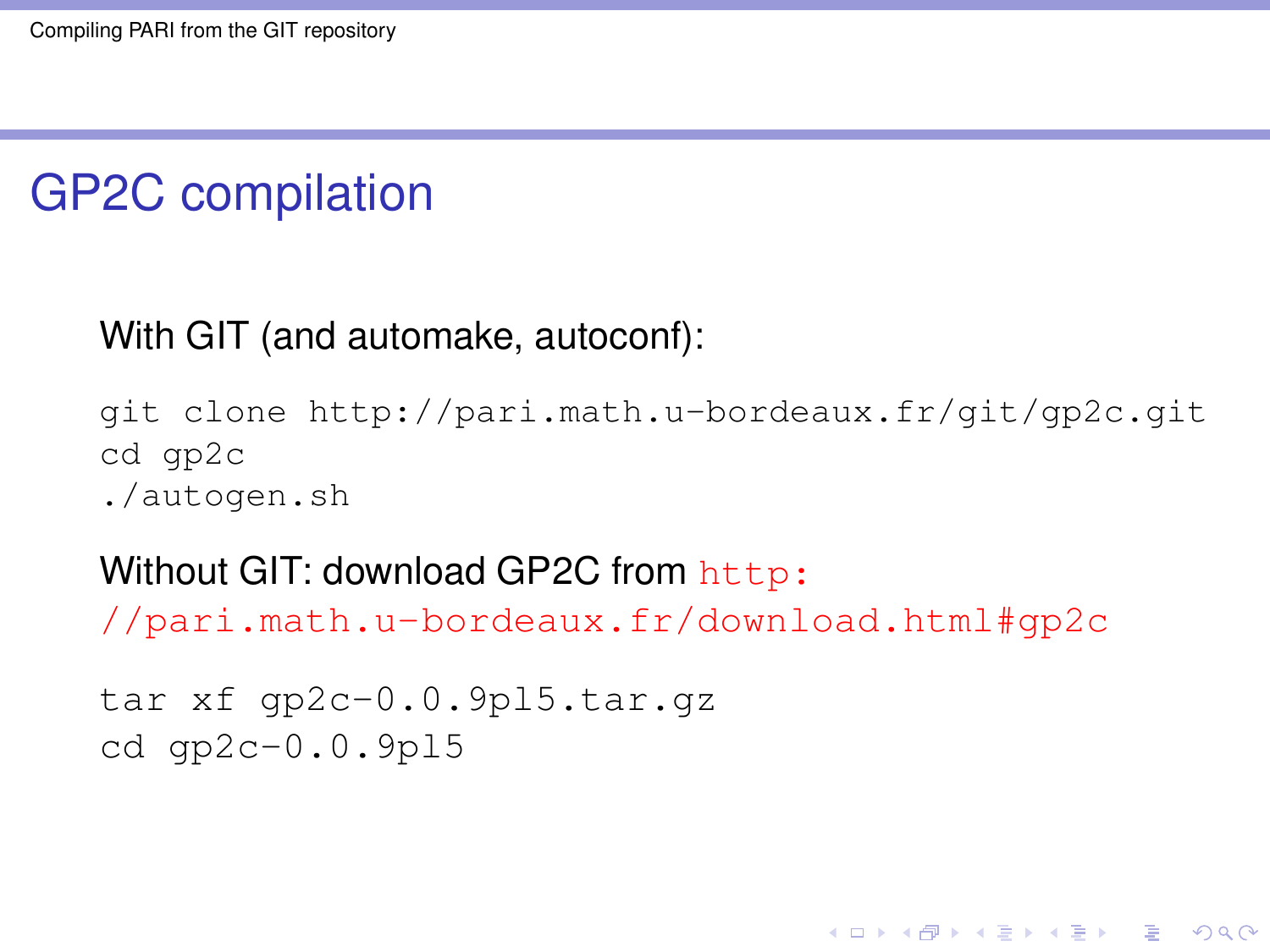# GP2C compilation

With GIT (and automake, autoconf):

```
git clone http://pari.math.u-bordeaux.fr/git/gp2c.git
cd gp2c
./autogen.sh
```

Without GIT: download GP2C from http://pari.math.u-bordeaux.fr/download.html#gp2c

```
tar xf gp2c-0.0.9pl5.tar.gz
cd gp2c-0.0.9pl5
```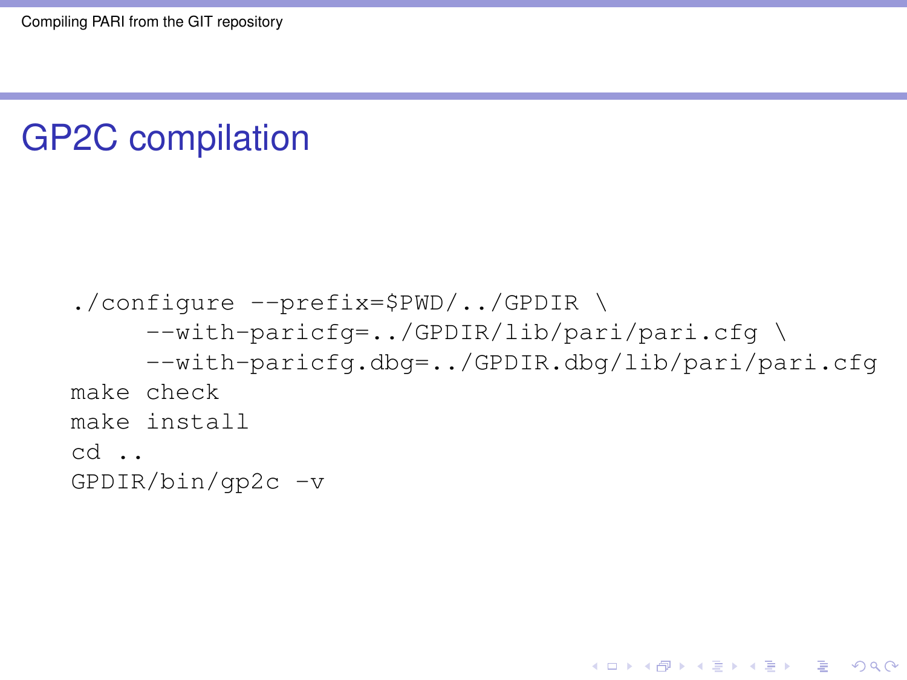# GP2C compilation

```
./configure --prefix=$PWD/../GPDIR \
     --with-paricfg=../GPDIR/lib/pari/pari.cfg \
     --with-paricfg.dbg=../GPDIR.dbg/lib/pari/pari.cfg
make check
make install
cd ..
GPDIR/bin/gp2c -v
```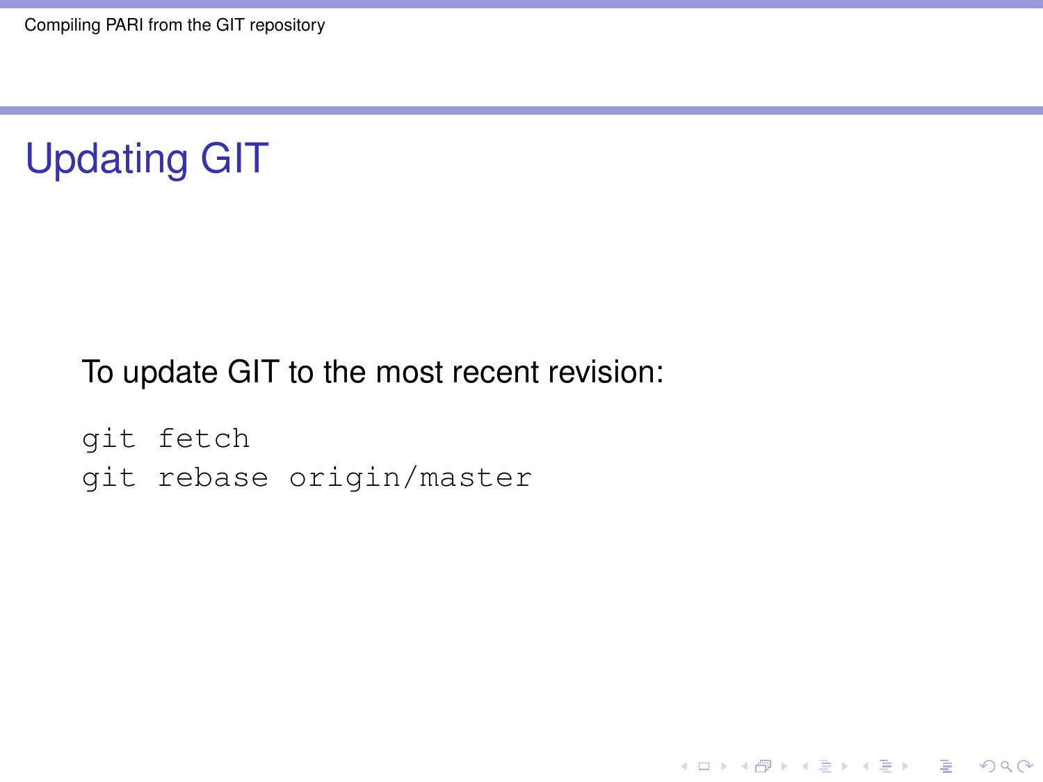## Updating GIT

To update GIT to the most recent revision:

```
git fetch
git rebase origin/master
```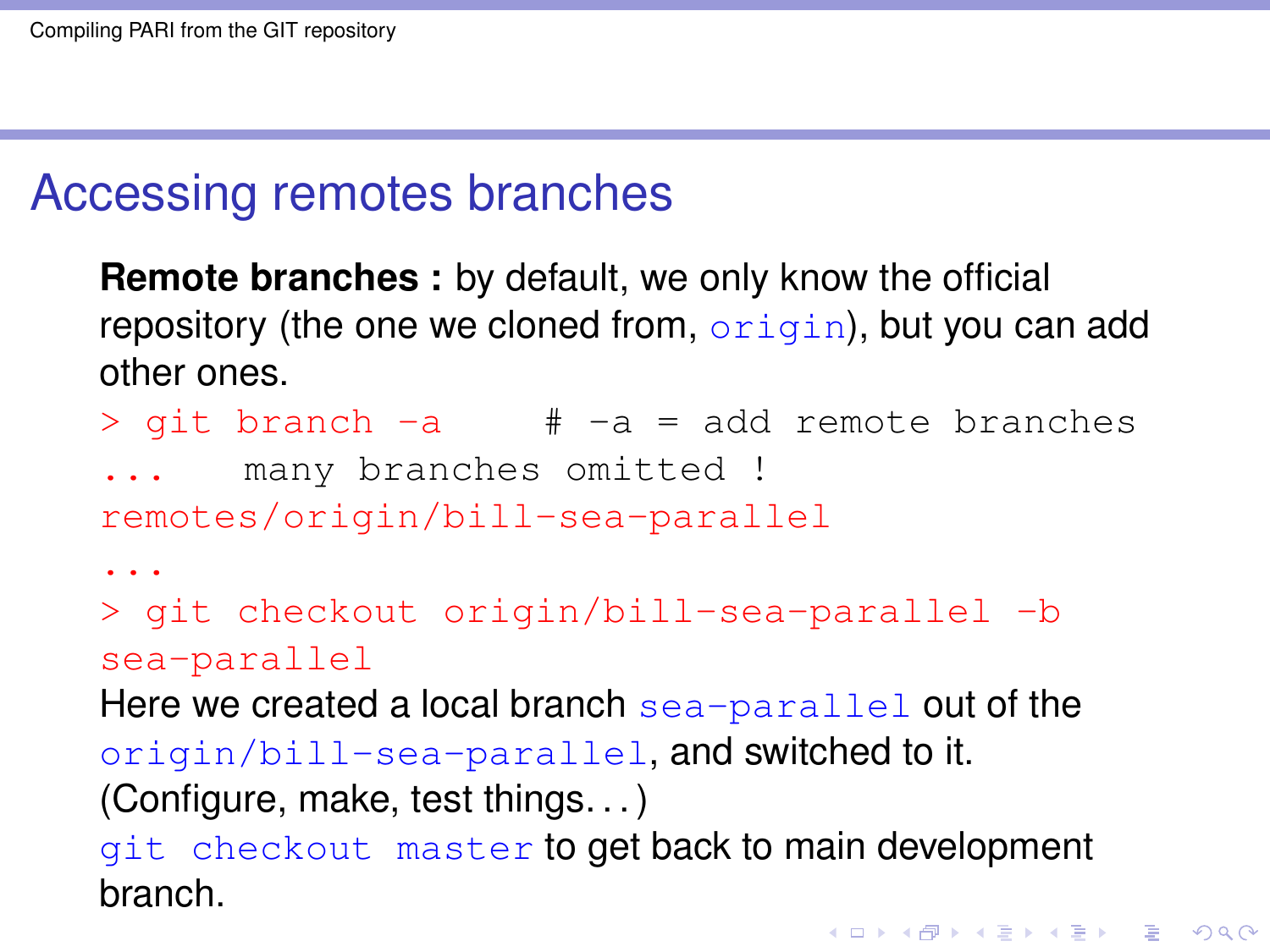# Accessing remotes branches

**Remote branches :** by default, we only know the official repository (the one we cloned from, `origin`), but you can add other ones.

```
> git branch -a     # -a = add remote branches
...   many branches omitted !
remotes/origin/bill-sea-parallel
...
> git checkout origin/bill-sea-parallel -b sea-parallel
```

Here we created a local branch `sea-parallel` out of the `origin/bill-sea-parallel`, and switched to it.

(Configure, make, test things. . . )

`git checkout master` to get back to main development branch.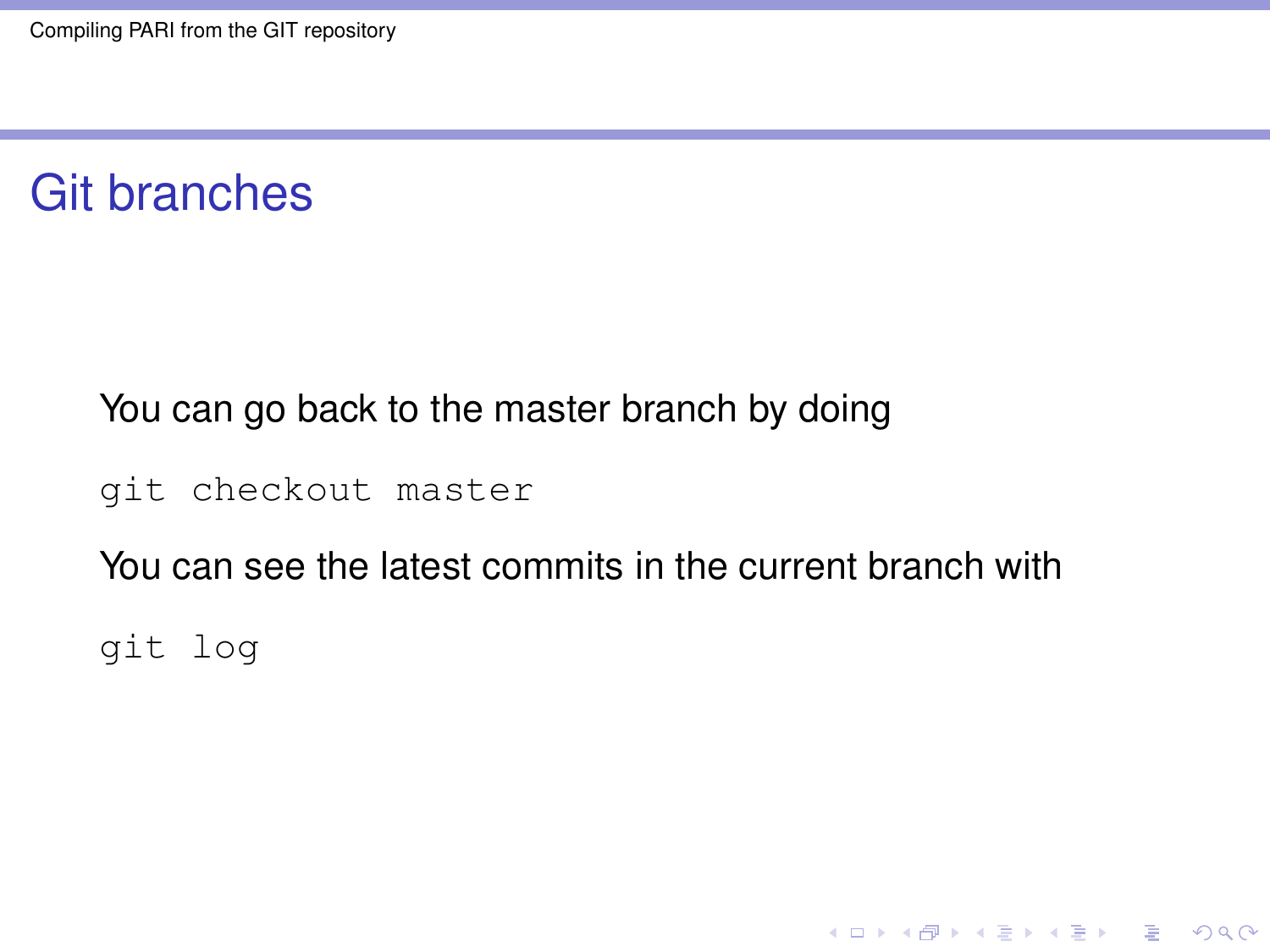# Git branches

You can go back to the master branch by doing

```
git checkout master
```

You can see the latest commits in the current branch with

```
git log
```